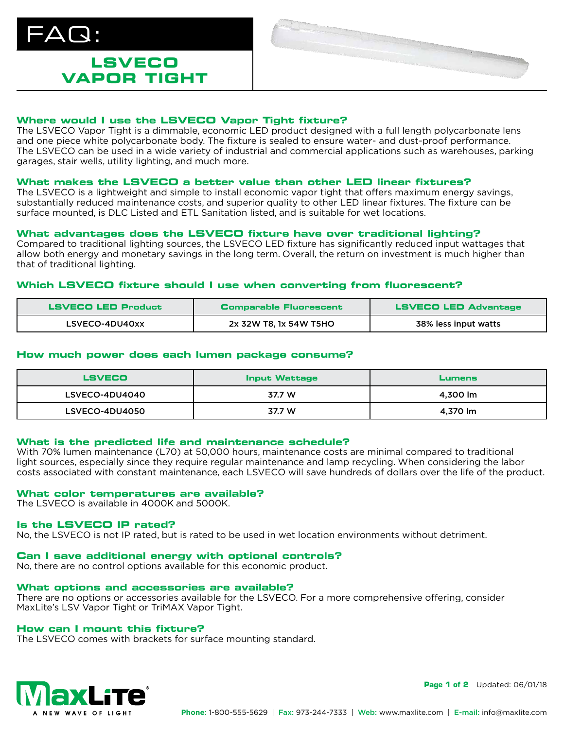# FAQ:

# LSVECO VAPOR TIGHT

### Where would I use the LSVECO Vapor Tight fixture?

The LSVECO Vapor Tight is a dimmable, economic LED product designed with a full length polycarbonate lens and one piece white polycarbonate body. The fixture is sealed to ensure water- and dust-proof performance. The LSVECO can be used in a wide variety of industrial and commercial applications such as warehouses, parking garages, stair wells, utility lighting, and much more.

### What makes the LSVECO a better value than other LED linear fixtures?

The LSVECO is a lightweight and simple to install economic vapor tight that offers maximum energy savings, substantially reduced maintenance costs, and superior quality to other LED linear fixtures. The fixture can be surface mounted, is DLC Listed and ETL Sanitation listed, and is suitable for wet locations.

### What advantages does the LSVECO fixture have over traditional lighting?

Compared to traditional lighting sources, the LSVECO LED fixture has significantly reduced input wattages that allow both energy and monetary savings in the long term. Overall, the return on investment is much higher than that of traditional lighting.

### Which LSVECO fixture should I use when converting from fluorescent?

| LSVECO LED Product | Comparable Fluorescent | LSVECO LED Advantage |
|---|---|---|
| LSVECO-4DU40xx | 2x 32W T8, 1x 54W T5HO | 38% less input watts |

### How much power does each lumen package consume?

| LSVECO | Input Wattage | Lumens |
|---|---|---|
| LSVECO-4DU4040 | 37.7 W | 4,300 lm |
| LSVECO-4DU4050 | 37.7 W | 4,370 lm |

### What is the predicted life and maintenance schedule?

With 70% lumen maintenance (L70) at 50,000 hours, maintenance costs are minimal compared to traditional light sources, especially since they require regular maintenance and lamp recycling. When considering the labor costs associated with constant maintenance, each LSVECO will save hundreds of dollars over the life of the product.

### What color temperatures are available?

The LSVECO is available in 4000K and 5000K.

### Is the LSVECO IP rated?

No, the LSVECO is not IP rated, but is rated to be used in wet location environments without detriment.

### Can I save additional energy with optional controls?

No, there are no control options available for this economic product.

### What options and accessories are available?

There are no options or accessories available for the LSVECO. For a more comprehensive offering, consider MaxLite's LSV Vapor Tight or TriMAX Vapor Tight.

### How can I mount this fixture?

The LSVECO comes with brackets for surface mounting standard.

MaxLite® A NEW WAVE OF LIGHT

Updated: 06/01/18

**Phone:** 1-800-555-5629 | **Fax:** 973-244-7333 | **Web:** www.maxlite.com | **E-mail:** info@maxlite.com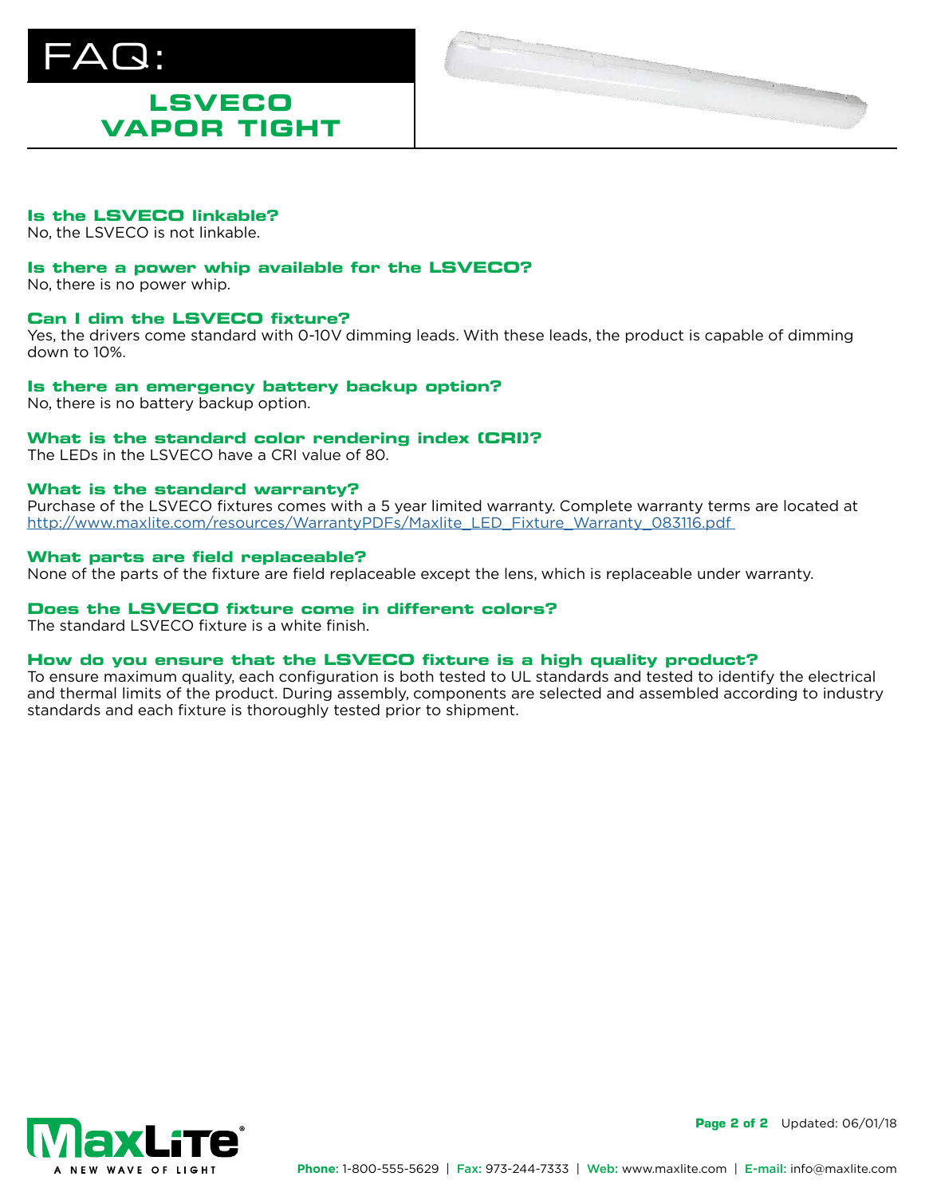# FAQ:

## LSVECO VAPOR TIGHT

### Is the LSVECO linkable?
No, the LSVECO is not linkable.

### Is there a power whip available for the LSVECO?
No, there is no power whip.

### Can I dim the LSVECO fixture?
Yes, the drivers come standard with 0-10V dimming leads. With these leads, the product is capable of dimming down to 10%.

### Is there an emergency battery backup option?
No, there is no battery backup option.

### What is the standard color rendering index (CRI)?
The LEDs in the LSVECO have a CRI value of 80.

### What is the standard warranty?
Purchase of the LSVECO fixtures comes with a 5 year limited warranty. Complete warranty terms are located at http://www.maxlite.com/resources/WarrantyPDFs/Maxlite_LED_Fixture_Warranty_083116.pdf

### What parts are field replaceable?
None of the parts of the fixture are field replaceable except the lens, which is replaceable under warranty.

### Does the LSVECO fixture come in different colors?
The standard LSVECO fixture is a white finish.

### How do you ensure that the LSVECO fixture is a high quality product?
To ensure maximum quality, each configuration is both tested to UL standards and tested to identify the electrical and thermal limits of the product. During assembly, components are selected and assembled according to industry standards and each fixture is thoroughly tested prior to shipment.

MaxLite® A NEW WAVE OF LIGHT

Updated: 06/01/18

**Phone:** 1-800-555-5629 | **Fax:** 973-244-7333 | **Web:** www.maxlite.com | **E-mail:** info@maxlite.com